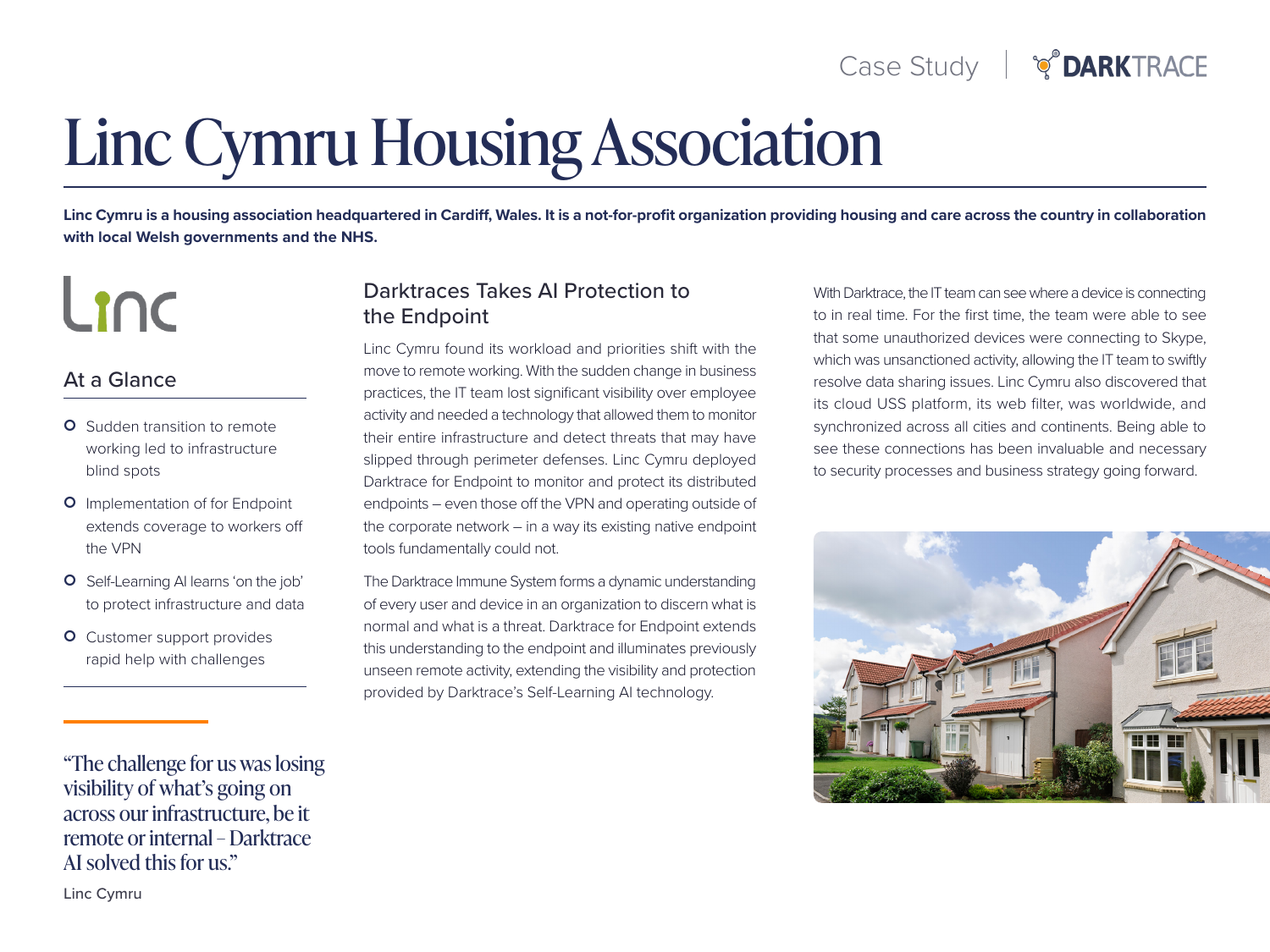Case Study | DARKTRACE

# Linc Cymru Housing Association

**Linc Cymru is a housing association headquartered in Cardiff, Wales. It is a not-for-profit organization providing housing and care across the country in collaboration with local Welsh governments and the NHS.**

Linc

## At a Glance

- Sudden transition to remote working led to infrastructure blind spots
- Implementation of for Endpoint extends coverage to workers off the VPN
- Self-Learning AI learns 'on the job' to protect infrastructure and data
- Customer support provides rapid help with challenges

"The challenge for us was losing visibility of what's going on across our infrastructure, be it remote or internal – Darktrace AI solved this for us."

Linc Cymru

## Darktraces Takes AI Protection to the Endpoint

Linc Cymru found its workload and priorities shift with the move to remote working. With the sudden change in business practices, the IT team lost significant visibility over employee activity and needed a technology that allowed them to monitor their entire infrastructure and detect threats that may have slipped through perimeter defenses. Linc Cymru deployed Darktrace for Endpoint to monitor and protect its distributed endpoints – even those off the VPN and operating outside of the corporate network – in a way its existing native endpoint tools fundamentally could not.

The Darktrace Immune System forms a dynamic understanding of every user and device in an organization to discern what is normal and what is a threat. Darktrace for Endpoint extends this understanding to the endpoint and illuminates previously unseen remote activity, extending the visibility and protection provided by Darktrace's Self-Learning AI technology.

With Darktrace, the IT team can see where a device is connecting to in real time. For the first time, the team were able to see that some unauthorized devices were connecting to Skype, which was unsanctioned activity, allowing the IT team to swiftly resolve data sharing issues. Linc Cymru also discovered that its cloud USS platform, its web filter, was worldwide, and synchronized across all cities and continents. Being able to see these connections has been invaluable and necessary to security processes and business strategy going forward.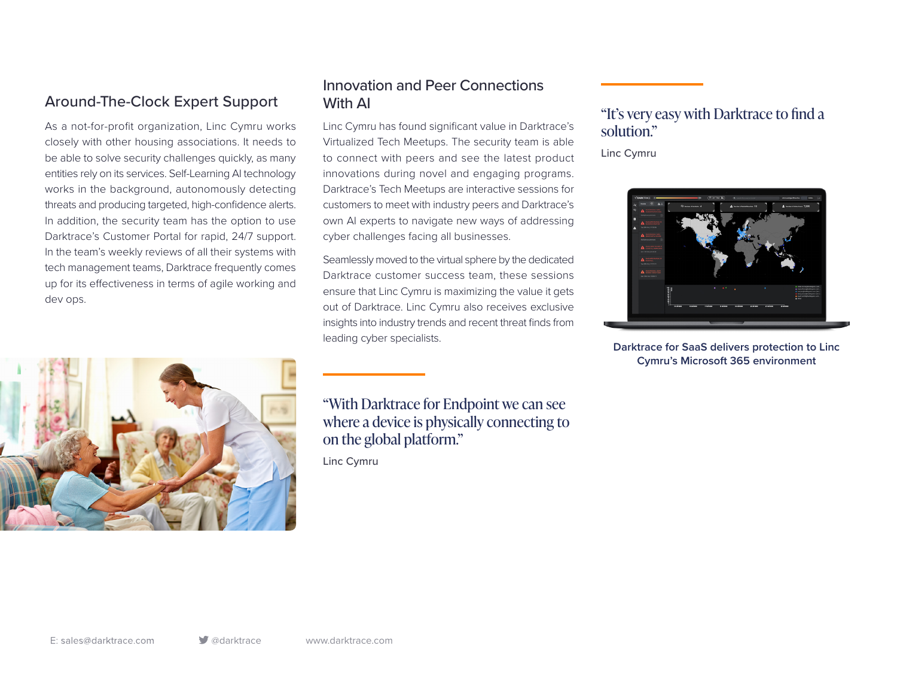## Around-The-Clock Expert Support

As a not-for-profit organization, Linc Cymru works closely with other housing associations. It needs to be able to solve security challenges quickly, as many entities rely on its services. Self-Learning AI technology works in the background, autonomously detecting threats and producing targeted, high-confidence alerts. In addition, the security team has the option to use Darktrace's Customer Portal for rapid, 24/7 support. In the team's weekly reviews of all their systems with tech management teams, Darktrace frequently comes up for its effectiveness in terms of agile working and dev ops.

## Innovation and Peer Connections With AI

Linc Cymru has found significant value in Darktrace's Virtualized Tech Meetups. The security team is able to connect with peers and see the latest product innovations during novel and engaging programs. Darktrace's Tech Meetups are interactive sessions for customers to meet with industry peers and Darktrace's own AI experts to navigate new ways of addressing cyber challenges facing all businesses.

Seamlessly moved to the virtual sphere by the dedicated Darktrace customer success team, these sessions ensure that Linc Cymru is maximizing the value it gets out of Darktrace. Linc Cymru also receives exclusive insights into industry trends and recent threat finds from leading cyber specialists.

> "With Darktrace for Endpoint we can see where a device is physically connecting to on the global platform."
>
> Linc Cymru

> "It's very easy with Darktrace to find a solution."
>
> Linc Cymru

**Darktrace for SaaS delivers protection to Linc Cymru's Microsoft 365 environment**

E: sales@darktrace.com    @darktrace    www.darktrace.com